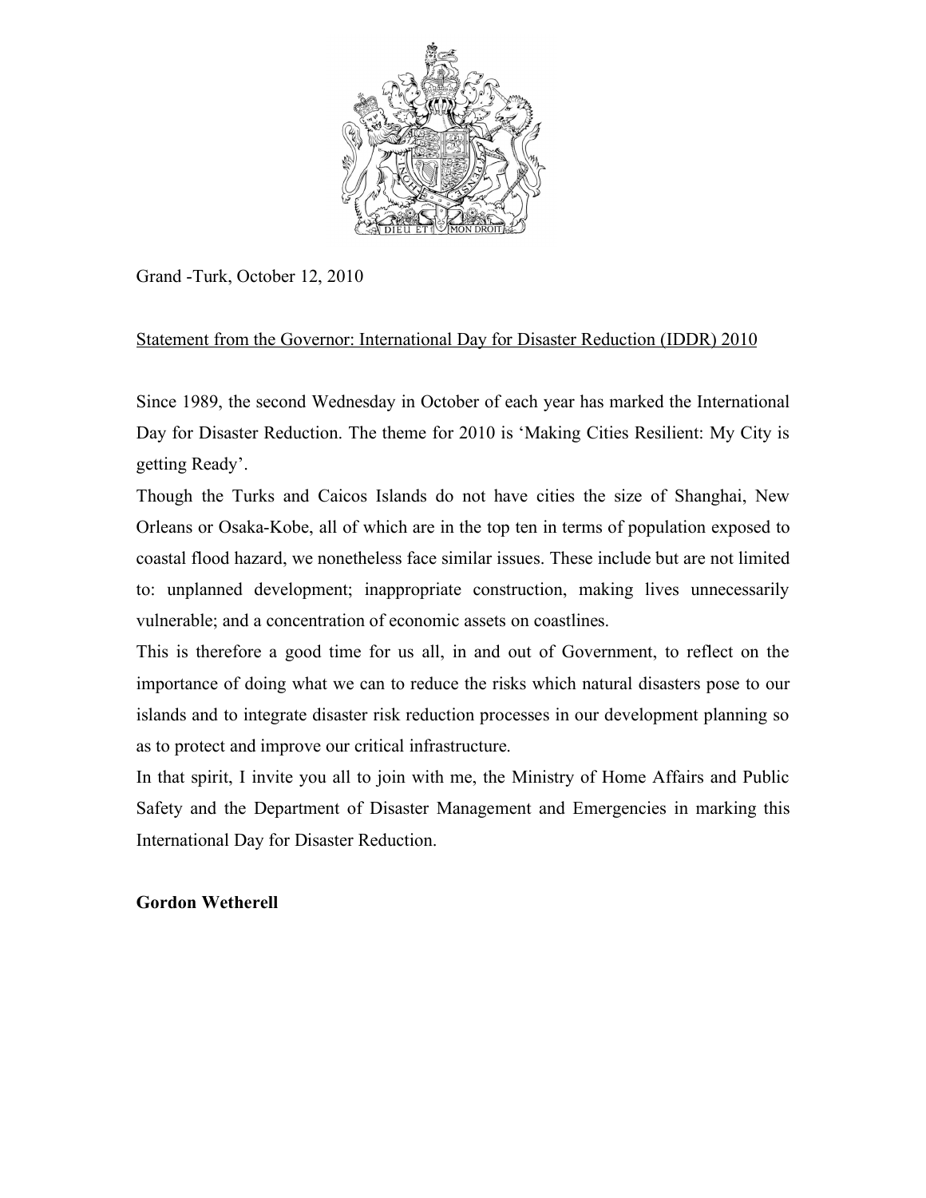Grand -Turk, October 12, 2010

Statement from the Governor: International Day for Disaster Reduction (IDDR) 2010

Since 1989, the second Wednesday in October of each year has marked the International Day for Disaster Reduction. The theme for 2010 is 'Making Cities Resilient: My City is getting Ready'.

Though the Turks and Caicos Islands do not have cities the size of Shanghai, New Orleans or Osaka-Kobe, all of which are in the top ten in terms of population exposed to coastal flood hazard, we nonetheless face similar issues. These include but are not limited to: unplanned development; inappropriate construction, making lives unnecessarily vulnerable; and a concentration of economic assets on coastlines.

This is therefore a good time for us all, in and out of Government, to reflect on the importance of doing what we can to reduce the risks which natural disasters pose to our islands and to integrate disaster risk reduction processes in our development planning so as to protect and improve our critical infrastructure.

In that spirit, I invite you all to join with me, the Ministry of Home Affairs and Public Safety and the Department of Disaster Management and Emergencies in marking this International Day for Disaster Reduction.

**Gordon Wetherell**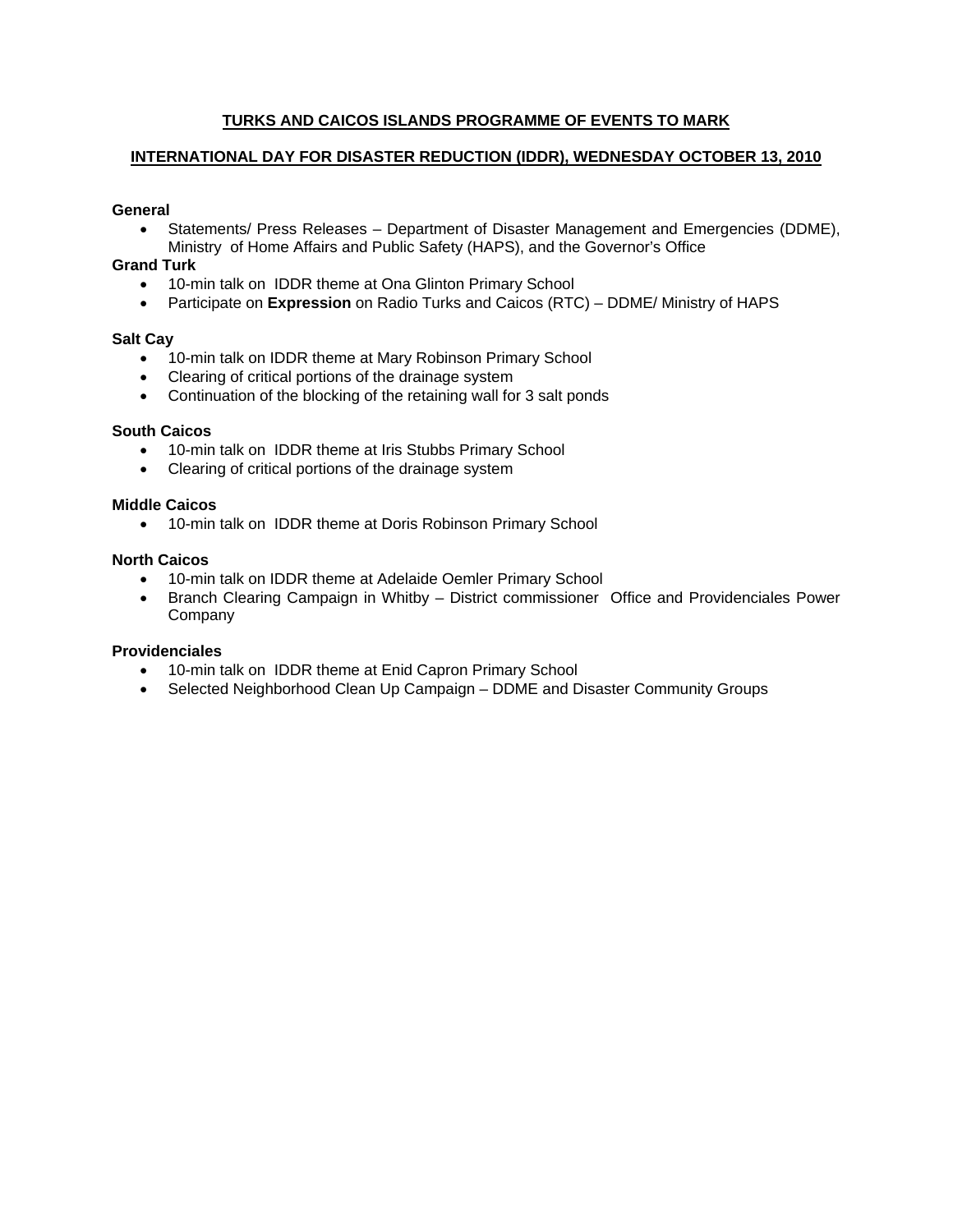## TURKS AND CAICOS ISLANDS PROGRAMME OF EVENTS TO MARK

## INTERNATIONAL DAY FOR DISASTER REDUCTION (IDDR), WEDNESDAY OCTOBER 13, 2010

**General**

- Statements/ Press Releases – Department of Disaster Management and Emergencies (DDME), Ministry of Home Affairs and Public Safety (HAPS), and the Governor's Office

**Grand Turk**

- 10-min talk on IDDR theme at Ona Glinton Primary School
- Participate on **Expression** on Radio Turks and Caicos (RTC) – DDME/ Ministry of HAPS

**Salt Cay**

- 10-min talk on IDDR theme at Mary Robinson Primary School
- Clearing of critical portions of the drainage system
- Continuation of the blocking of the retaining wall for 3 salt ponds

**South Caicos**

- 10-min talk on IDDR theme at Iris Stubbs Primary School
- Clearing of critical portions of the drainage system

**Middle Caicos**

- 10-min talk on IDDR theme at Doris Robinson Primary School

**North Caicos**

- 10-min talk on IDDR theme at Adelaide Oemler Primary School
- Branch Clearing Campaign in Whitby – District commissioner Office and Providenciales Power Company

**Providenciales**

- 10-min talk on IDDR theme at Enid Capron Primary School
- Selected Neighborhood Clean Up Campaign – DDME and Disaster Community Groups